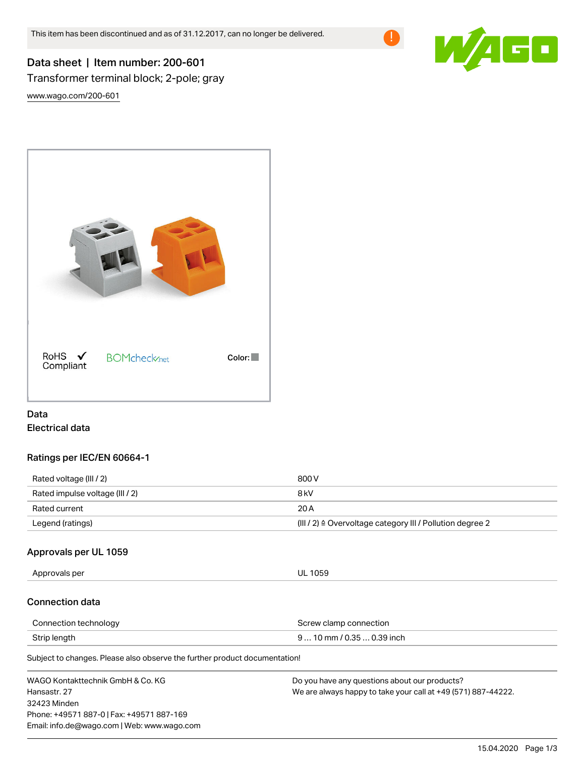This item has been discontinued and as of 31.12.2017, can no longer be delivered.

# Data sheet | Item number: 200-601

Transformer terminal block; 2-pole; gray

www.wago.com/200-601

RoHS ✓ Compliant

BOMcheck.net

Color:

## Data

### Electrical data

#### Ratings per IEC/EN 60664-1

| | |
|---|---|
| Rated voltage (III / 2) | 800 V |
| Rated impulse voltage (III / 2) | 8 kV |
| Rated current | 20 A |
| Legend (ratings) | (III / 2) ≙ Overvoltage category III / Pollution degree 2 |

#### Approvals per UL 1059

| | |
|---|---|
| Approvals per | UL 1059 |

#### Connection data

| | |
|---|---|
| Connection technology | Screw clamp connection |
| Strip length | 9 … 10 mm / 0.35 … 0.39 inch |

Subject to changes. Please also observe the further product documentation!

WAGO Kontakttechnik GmbH & Co. KG
Hansastr. 27
32423 Minden
Phone: +49571 887-0 | Fax: +49571 887-169
Email: info.de@wago.com | Web: www.wago.com

Do you have any questions about our products?
We are always happy to take your call at +49 (571) 887-44222.

15.04.2020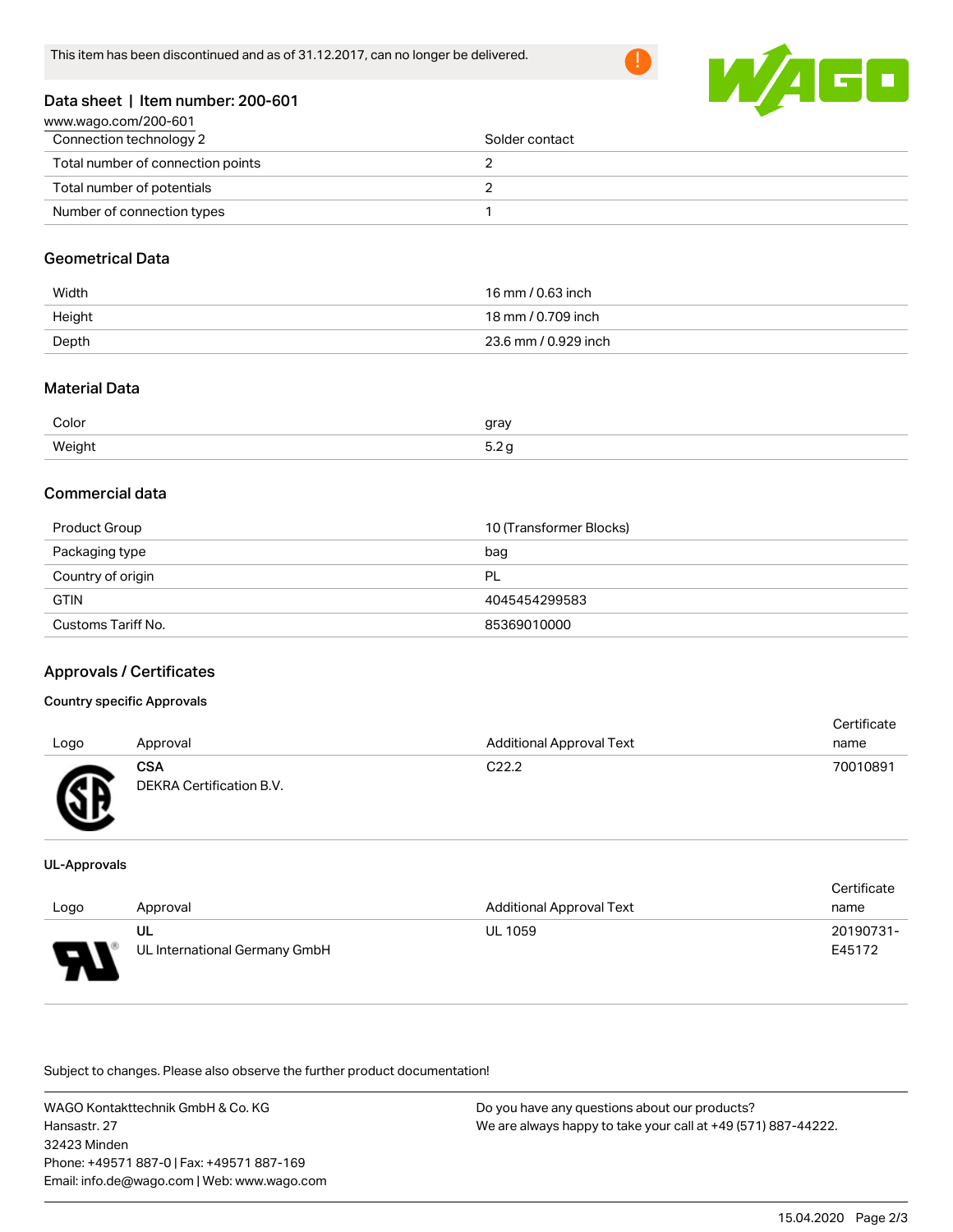This item has been discontinued and as of 31.12.2017, can no longer be delivered.

## Data sheet | Item number: 200-601

www.wago.com/200-601

| | |
|---|---|
| Connection technology 2 | Solder contact |
| Total number of connection points | 2 |
| Total number of potentials | 2 |
| Number of connection types | 1 |

### Geometrical Data

| | |
|---|---|
| Width | 16 mm / 0.63 inch |
| Height | 18 mm / 0.709 inch |
| Depth | 23.6 mm / 0.929 inch |

### Material Data

| | |
|---|---|
| Color | gray |
| Weight | 5.2 g |

### Commercial data

| | |
|---|---|
| Product Group | 10 (Transformer Blocks) |
| Packaging type | bag |
| Country of origin | PL |
| GTIN | 4045454299583 |
| Customs Tariff No. | 85369010000 |

### Approvals / Certificates

#### Country specific Approvals

| Logo | Approval | Additional Approval Text | Certificate name |
|---|---|---|---|
| | **CSA** DEKRA Certification B.V. | C22.2 | 70010891 |

#### UL-Approvals

| Logo | Approval | Additional Approval Text | Certificate name |
|---|---|---|---|
| | **UL** UL International Germany GmbH | UL 1059 | 20190731-E45172 |

Subject to changes. Please also observe the further product documentation!

WAGO Kontakttechnik GmbH & Co. KG
Hansastr. 27
32423 Minden
Phone: +49571 887-0 | Fax: +49571 887-169
Email: info.de@wago.com | Web: www.wago.com

Do you have any questions about our products?
We are always happy to take your call at +49 (571) 887-44222.

15.04.2020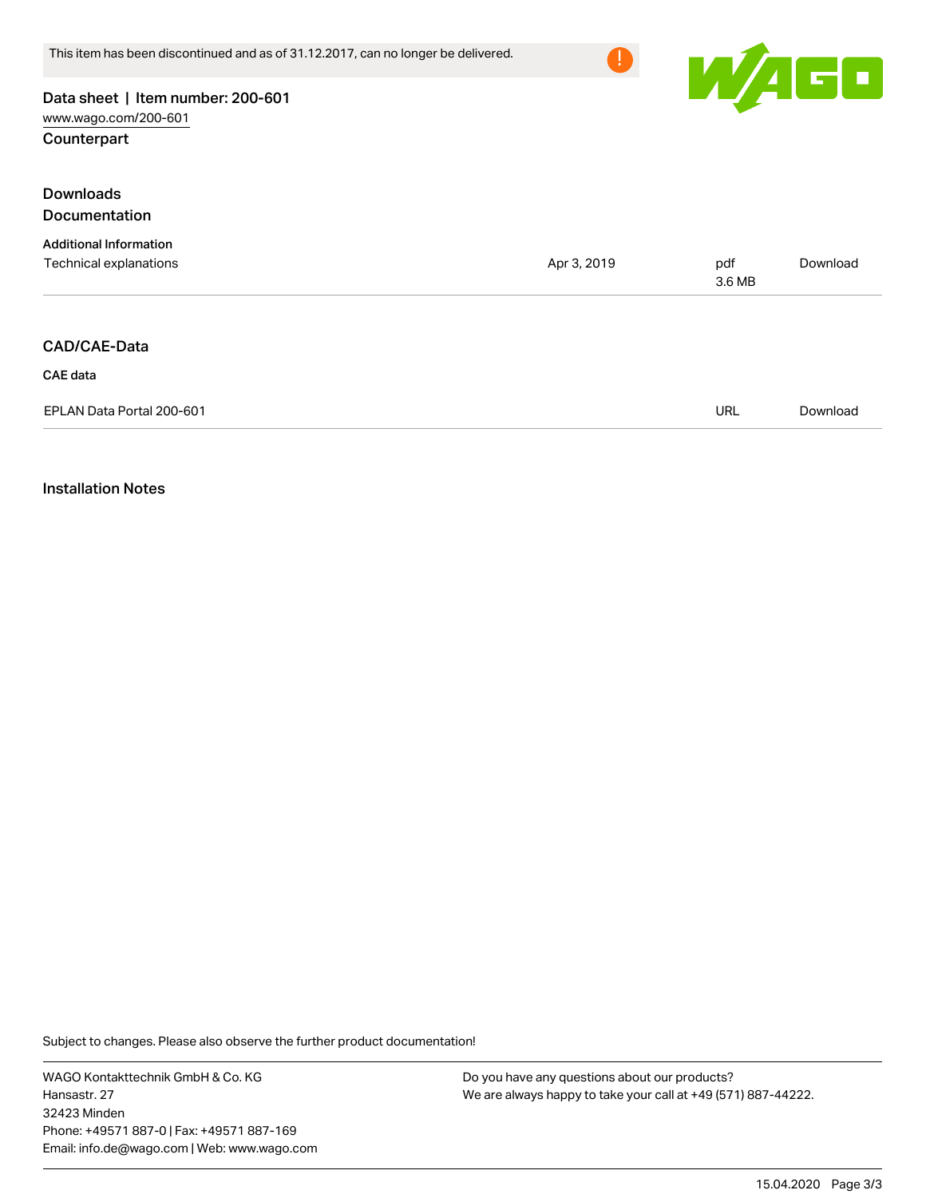This item has been discontinued and as of 31.12.2017, can no longer be delivered.

Data sheet | Item number: 200-601

www.wago.com/200-601

Counterpart

## Downloads

### Documentation

**Additional Information**

| | | | |
|---|---|---|---|
| Technical explanations | Apr 3, 2019 | pdf 3.6 MB | Download |

### CAD/CAE-Data

**CAE data**

| | | |
|---|---|---|
| EPLAN Data Portal 200-601 | URL | Download |

## Installation Notes

Subject to changes. Please also observe the further product documentation!

WAGO Kontakttechnik GmbH & Co. KG
Hansastr. 27
32423 Minden
Phone: +49571 887-0 | Fax: +49571 887-169
Email: info.de@wago.com | Web: www.wago.com

Do you have any questions about our products?
We are always happy to take your call at +49 (571) 887-44222.

15.04.2020